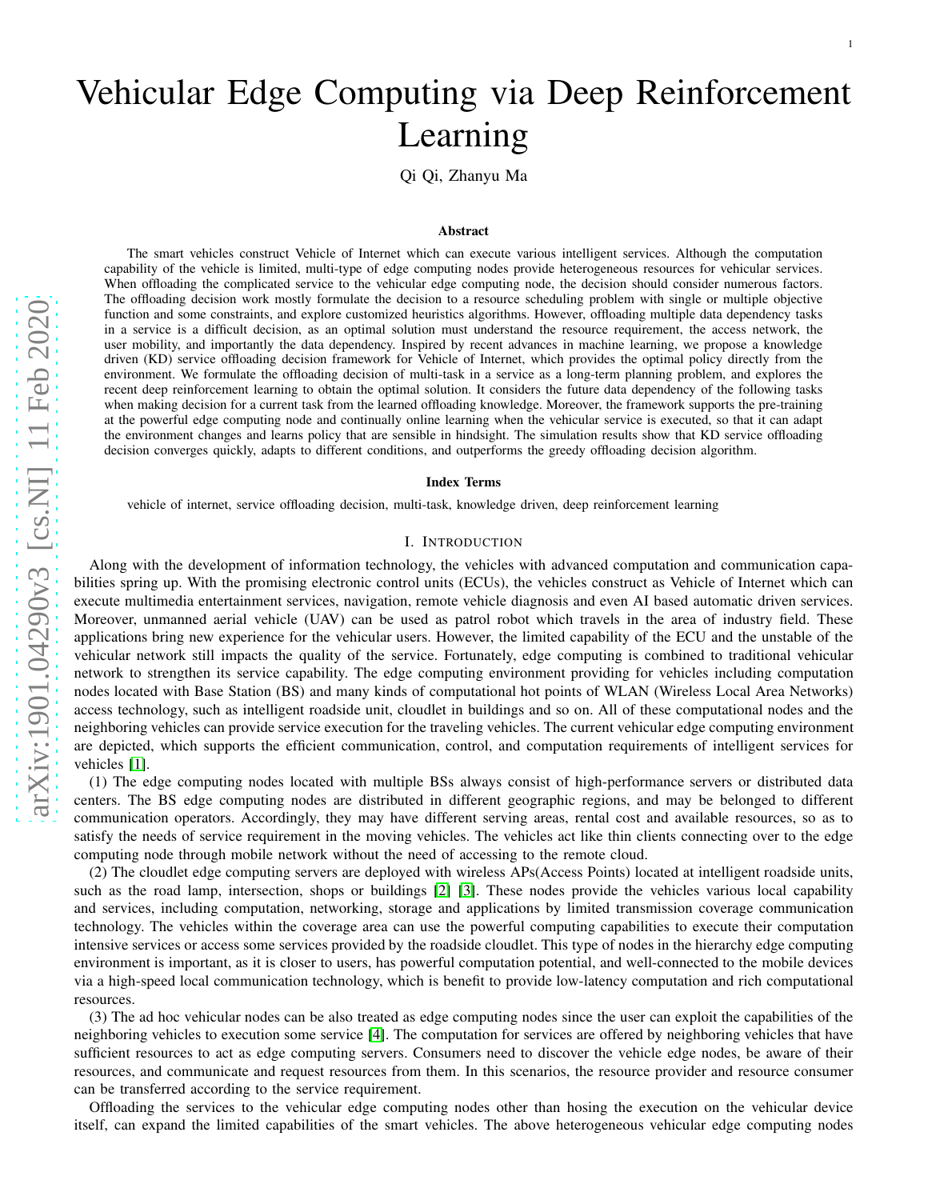# Vehicular Edge Computing via Deep Reinforcement Learning

Qi Qi, Zhanyu Ma

### Abstract

The smart vehicles construct Vehicle of Internet which can execute various intelligent services. Although the computation capability of the vehicle is limited, multi-type of edge computing nodes provide heterogeneous resources for vehicular services. When offloading the complicated service to the vehicular edge computing node, the decision should consider numerous factors. The offloading decision work mostly formulate the decision to a resource scheduling problem with single or multiple objective function and some constraints, and explore customized heuristics algorithms. However, offloading multiple data dependency tasks in a service is a difficult decision, as an optimal solution must understand the resource requirement, the access network, the user mobility, and importantly the data dependency. Inspired by recent advances in machine learning, we propose a knowledge driven (KD) service offloading decision framework for Vehicle of Internet, which provides the optimal policy directly from the environment. We formulate the offloading decision of multi-task in a service as a long-term planning problem, and explores the recent deep reinforcement learning to obtain the optimal solution. It considers the future data dependency of the following tasks when making decision for a current task from the learned offloading knowledge. Moreover, the framework supports the pre-training at the powerful edge computing node and continually online learning when the vehicular service is executed, so that it can adapt the environment changes and learns policy that are sensible in hindsight. The simulation results show that KD service offloading decision converges quickly, adapts to different conditions, and outperforms the greedy offloading decision algorithm.

### Index Terms

vehicle of internet, service offloading decision, multi-task, knowledge driven, deep reinforcement learning

## I. Introduction

Along with the development of information technology, the vehicles with advanced computation and communication capabilities spring up. With the promising electronic control units (ECUs), the vehicles construct as Vehicle of Internet which can execute multimedia entertainment services, navigation, remote vehicle diagnosis and even AI based automatic driven services. Moreover, unmanned aerial vehicle (UAV) can be used as patrol robot which travels in the area of industry field. These applications bring new experience for the vehicular users. However, the limited capability of the ECU and the unstable of the vehicular network still impacts the quality of the service. Fortunately, edge computing is combined to traditional vehicular network to strengthen its service capability. The edge computing environment providing for vehicles including computation nodes located with Base Station (BS) and many kinds of computational hot points of WLAN (Wireless Local Area Networks) access technology, such as intelligent roadside unit, cloudlet in buildings and so on. All of these computational nodes and the neighboring vehicles can provide service execution for the traveling vehicles. The current vehicular edge computing environment are depicted, which supports the efficient communication, control, and computation requirements of intelligent services for vehicles [1].

(1) The edge computing nodes located with multiple BSs always consist of high-performance servers or distributed data centers. The BS edge computing nodes are distributed in different geographic regions, and may be belonged to different communication operators. Accordingly, they may have different serving areas, rental cost and available resources, so as to satisfy the needs of service requirement in the moving vehicles. The vehicles act like thin clients connecting over to the edge computing node through mobile network without the need of accessing to the remote cloud.

(2) The cloudlet edge computing servers are deployed with wireless APs(Access Points) located at intelligent roadside units, such as the road lamp, intersection, shops or buildings [2] [3]. These nodes provide the vehicles various local capability and services, including computation, networking, storage and applications by limited transmission coverage communication technology. The vehicles within the coverage area can use the powerful computing capabilities to execute their computation intensive services or access some services provided by the roadside cloudlet. This type of nodes in the hierarchy edge computing environment is important, as it is closer to users, has powerful computation potential, and well-connected to the mobile devices via a high-speed local communication technology, which is benefit to provide low-latency computation and rich computational resources.

(3) The ad hoc vehicular nodes can be also treated as edge computing nodes since the user can exploit the capabilities of the neighboring vehicles to execution some service [4]. The computation for services are offered by neighboring vehicles that have sufficient resources to act as edge computing servers. Consumers need to discover the vehicle edge nodes, be aware of their resources, and communicate and request resources from them. In this scenarios, the resource provider and resource consumer can be transferred according to the service requirement.

Offloading the services to the vehicular edge computing nodes other than hosing the execution on the vehicular device itself, can expand the limited capabilities of the smart vehicles. The above heterogeneous vehicular edge computing nodes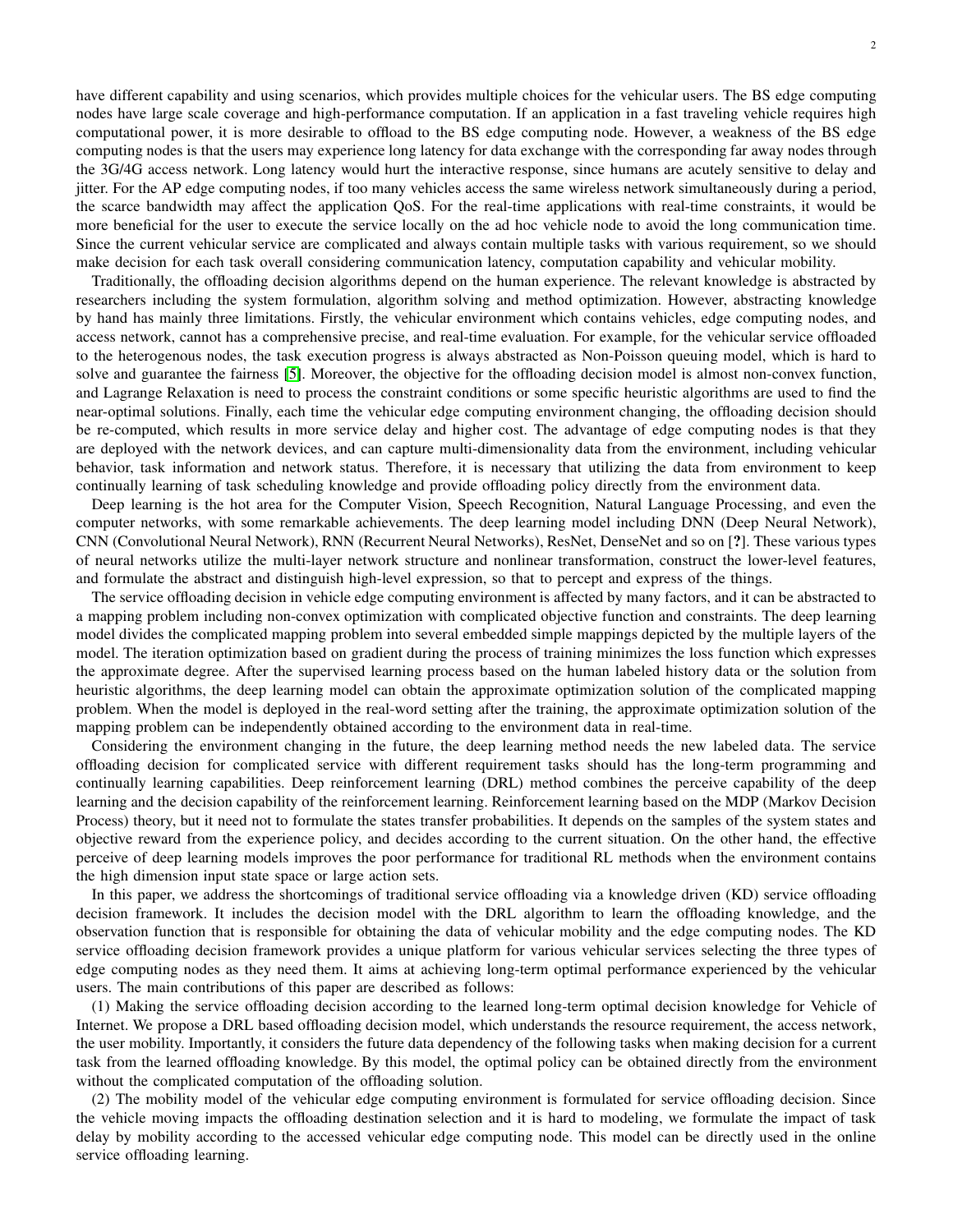have different capability and using scenarios, which provides multiple choices for the vehicular users. The BS edge computing nodes have large scale coverage and high-performance computation. If an application in a fast traveling vehicle requires high computational power, it is more desirable to offload to the BS edge computing node. However, a weakness of the BS edge computing nodes is that the users may experience long latency for data exchange with the corresponding far away nodes through the 3G/4G access network. Long latency would hurt the interactive response, since humans are acutely sensitive to delay and jitter. For the AP edge computing nodes, if too many vehicles access the same wireless network simultaneously during a period, the scarce bandwidth may affect the application QoS. For the real-time applications with real-time constraints, it would be more beneficial for the user to execute the service locally on the ad hoc vehicle node to avoid the long communication time. Since the current vehicular service are complicated and always contain multiple tasks with various requirement, so we should make decision for each task overall considering communication latency, computation capability and vehicular mobility.

Traditionally, the offloading decision algorithms depend on the human experience. The relevant knowledge is abstracted by researchers including the system formulation, algorithm solving and method optimization. However, abstracting knowledge by hand has mainly three limitations. Firstly, the vehicular environment which contains vehicles, edge computing nodes, and access network, cannot has a comprehensive precise, and real-time evaluation. For example, for the vehicular service offloaded to the heterogenous nodes, the task execution progress is always abstracted as Non-Poisson queuing model, which is hard to solve and guarantee the fairness [5]. Moreover, the objective for the offloading decision model is almost non-convex function, and Lagrange Relaxation is need to process the constraint conditions or some specific heuristic algorithms are used to find the near-optimal solutions. Finally, each time the vehicular edge computing environment changing, the offloading decision should be re-computed, which results in more service delay and higher cost. The advantage of edge computing nodes is that they are deployed with the network devices, and can capture multi-dimensionality data from the environment, including vehicular behavior, task information and network status. Therefore, it is necessary that utilizing the data from environment to keep continually learning of task scheduling knowledge and provide offloading policy directly from the environment data.

Deep learning is the hot area for the Computer Vision, Speech Recognition, Natural Language Processing, and even the computer networks, with some remarkable achievements. The deep learning model including DNN (Deep Neural Network), CNN (Convolutional Neural Network), RNN (Recurrent Neural Networks), ResNet, DenseNet and so on [?]. These various types of neural networks utilize the multi-layer network structure and nonlinear transformation, construct the lower-level features, and formulate the abstract and distinguish high-level expression, so that to percept and express of the things.

The service offloading decision in vehicle edge computing environment is affected by many factors, and it can be abstracted to a mapping problem including non-convex optimization with complicated objective function and constraints. The deep learning model divides the complicated mapping problem into several embedded simple mappings depicted by the multiple layers of the model. The iteration optimization based on gradient during the process of training minimizes the loss function which expresses the approximate degree. After the supervised learning process based on the human labeled history data or the solution from heuristic algorithms, the deep learning model can obtain the approximate optimization solution of the complicated mapping problem. When the model is deployed in the real-word setting after the training, the approximate optimization solution of the mapping problem can be independently obtained according to the environment data in real-time.

Considering the environment changing in the future, the deep learning method needs the new labeled data. The service offloading decision for complicated service with different requirement tasks should has the long-term programming and continually learning capabilities. Deep reinforcement learning (DRL) method combines the perceive capability of the deep learning and the decision capability of the reinforcement learning. Reinforcement learning based on the MDP (Markov Decision Process) theory, but it need not to formulate the states transfer probabilities. It depends on the samples of the system states and objective reward from the experience policy, and decides according to the current situation. On the other hand, the effective perceive of deep learning models improves the poor performance for traditional RL methods when the environment contains the high dimension input state space or large action sets.

In this paper, we address the shortcomings of traditional service offloading via a knowledge driven (KD) service offloading decision framework. It includes the decision model with the DRL algorithm to learn the offloading knowledge, and the observation function that is responsible for obtaining the data of vehicular mobility and the edge computing nodes. The KD service offloading decision framework provides a unique platform for various vehicular services selecting the three types of edge computing nodes as they need them. It aims at achieving long-term optimal performance experienced by the vehicular users. The main contributions of this paper are described as follows:

(1) Making the service offloading decision according to the learned long-term optimal decision knowledge for Vehicle of Internet. We propose a DRL based offloading decision model, which understands the resource requirement, the access network, the user mobility. Importantly, it considers the future data dependency of the following tasks when making decision for a current task from the learned offloading knowledge. By this model, the optimal policy can be obtained directly from the environment without the complicated computation of the offloading solution.

(2) The mobility model of the vehicular edge computing environment is formulated for service offloading decision. Since the vehicle moving impacts the offloading destination selection and it is hard to modeling, we formulate the impact of task delay by mobility according to the accessed vehicular edge computing node. This model can be directly used in the online service offloading learning.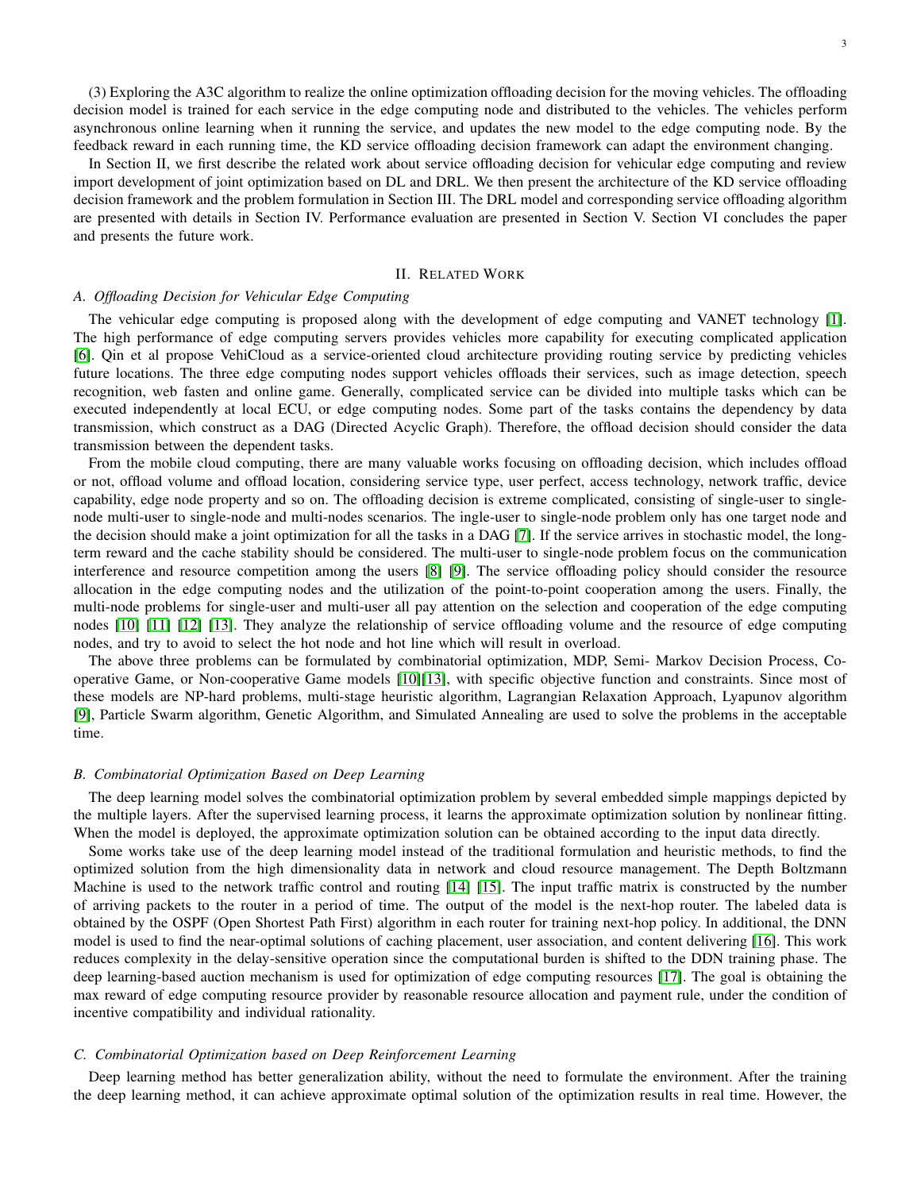(3) Exploring the A3C algorithm to realize the online optimization offloading decision for the moving vehicles. The offloading decision model is trained for each service in the edge computing node and distributed to the vehicles. The vehicles perform asynchronous online learning when it running the service, and updates the new model to the edge computing node. By the feedback reward in each running time, the KD service offloading decision framework can adapt the environment changing.

In Section II, we first describe the related work about service offloading decision for vehicular edge computing and review import development of joint optimization based on DL and DRL. We then present the architecture of the KD service offloading decision framework and the problem formulation in Section III. The DRL model and corresponding service offloading algorithm are presented with details in Section IV. Performance evaluation are presented in Section V. Section VI concludes the paper and presents the future work.

## II. Related Work

### A. Offloading Decision for Vehicular Edge Computing

The vehicular edge computing is proposed along with the development of edge computing and VANET technology [1]. The high performance of edge computing servers provides vehicles more capability for executing complicated application [6]. Qin et al propose VehiCloud as a service-oriented cloud architecture providing routing service by predicting vehicles future locations. The three edge computing nodes support vehicles offloads their services, such as image detection, speech recognition, web fasten and online game. Generally, complicated service can be divided into multiple tasks which can be executed independently at local ECU, or edge computing nodes. Some part of the tasks contains the dependency by data transmission, which construct as a DAG (Directed Acyclic Graph). Therefore, the offload decision should consider the data transmission between the dependent tasks.

From the mobile cloud computing, there are many valuable works focusing on offloading decision, which includes offload or not, offload volume and offload location, considering service type, user perfect, access technology, network traffic, device capability, edge node property and so on. The offloading decision is extreme complicated, consisting of single-user to single-node multi-user to single-node and multi-nodes scenarios. The ingle-user to single-node problem only has one target node and the decision should make a joint optimization for all the tasks in a DAG [7]. If the service arrives in stochastic model, the long-term reward and the cache stability should be considered. The multi-user to single-node problem focus on the communication interference and resource competition among the users [8] [9]. The service offloading policy should consider the resource allocation in the edge computing nodes and the utilization of the point-to-point cooperation among the users. Finally, the multi-node problems for single-user and multi-user all pay attention on the selection and cooperation of the edge computing nodes [10] [11] [12] [13]. They analyze the relationship of service offloading volume and the resource of edge computing nodes, and try to avoid to select the hot node and hot line which will result in overload.

The above three problems can be formulated by combinatorial optimization, MDP, Semi- Markov Decision Process, Co-operative Game, or Non-cooperative Game models [10][13], with specific objective function and constraints. Since most of these models are NP-hard problems, multi-stage heuristic algorithm, Lagrangian Relaxation Approach, Lyapunov algorithm [9], Particle Swarm algorithm, Genetic Algorithm, and Simulated Annealing are used to solve the problems in the acceptable time.

### B. Combinatorial Optimization Based on Deep Learning

The deep learning model solves the combinatorial optimization problem by several embedded simple mappings depicted by the multiple layers. After the supervised learning process, it learns the approximate optimization solution by nonlinear fitting. When the model is deployed, the approximate optimization solution can be obtained according to the input data directly.

Some works take use of the deep learning model instead of the traditional formulation and heuristic methods, to find the optimized solution from the high dimensionality data in network and cloud resource management. The Depth Boltzmann Machine is used to the network traffic control and routing [14] [15]. The input traffic matrix is constructed by the number of arriving packets to the router in a period of time. The output of the model is the next-hop router. The labeled data is obtained by the OSPF (Open Shortest Path First) algorithm in each router for training next-hop policy. In additional, the DNN model is used to find the near-optimal solutions of caching placement, user association, and content delivering [16]. This work reduces complexity in the delay-sensitive operation since the computational burden is shifted to the DDN training phase. The deep learning-based auction mechanism is used for optimization of edge computing resources [17]. The goal is obtaining the max reward of edge computing resource provider by reasonable resource allocation and payment rule, under the condition of incentive compatibility and individual rationality.

### C. Combinatorial Optimization based on Deep Reinforcement Learning

Deep learning method has better generalization ability, without the need to formulate the environment. After the training the deep learning method, it can achieve approximate optimal solution of the optimization results in real time. However, the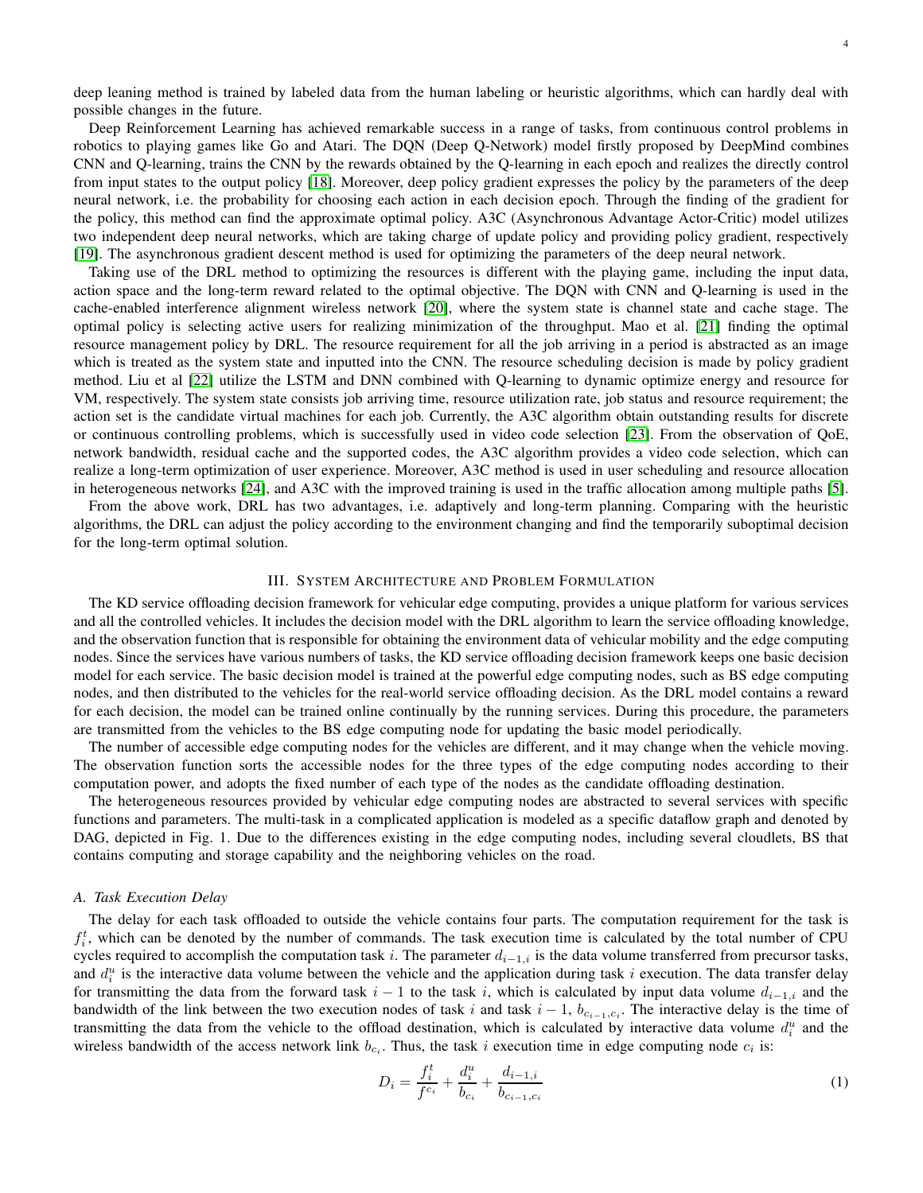deep leaning method is trained by labeled data from the human labeling or heuristic algorithms, which can hardly deal with possible changes in the future.

Deep Reinforcement Learning has achieved remarkable success in a range of tasks, from continuous control problems in robotics to playing games like Go and Atari. The DQN (Deep Q-Network) model firstly proposed by DeepMind combines CNN and Q-learning, trains the CNN by the rewards obtained by the Q-learning in each epoch and realizes the directly control from input states to the output policy [18]. Moreover, deep policy gradient expresses the policy by the parameters of the deep neural network, i.e. the probability for choosing each action in each decision epoch. Through the finding of the gradient for the policy, this method can find the approximate optimal policy. A3C (Asynchronous Advantage Actor-Critic) model utilizes two independent deep neural networks, which are taking charge of update policy and providing policy gradient, respectively [19]. The asynchronous gradient descent method is used for optimizing the parameters of the deep neural network.

Taking use of the DRL method to optimizing the resources is different with the playing game, including the input data, action space and the long-term reward related to the optimal objective. The DQN with CNN and Q-learning is used in the cache-enabled interference alignment wireless network [20], where the system state is channel state and cache stage. The optimal policy is selecting active users for realizing minimization of the throughput. Mao et al. [21] finding the optimal resource management policy by DRL. The resource requirement for all the job arriving in a period is abstracted as an image which is treated as the system state and inputted into the CNN. The resource scheduling decision is made by policy gradient method. Liu et al [22] utilize the LSTM and DNN combined with Q-learning to dynamic optimize energy and resource for VM, respectively. The system state consists job arriving time, resource utilization rate, job status and resource requirement; the action set is the candidate virtual machines for each job. Currently, the A3C algorithm obtain outstanding results for discrete or continuous controlling problems, which is successfully used in video code selection [23]. From the observation of QoE, network bandwidth, residual cache and the supported codes, the A3C algorithm provides a video code selection, which can realize a long-term optimization of user experience. Moreover, A3C method is used in user scheduling and resource allocation in heterogeneous networks [24], and A3C with the improved training is used in the traffic allocation among multiple paths [5].

From the above work, DRL has two advantages, i.e. adaptively and long-term planning. Comparing with the heuristic algorithms, the DRL can adjust the policy according to the environment changing and find the temporarily suboptimal decision for the long-term optimal solution.

## III. System Architecture and Problem Formulation

The KD service offloading decision framework for vehicular edge computing, provides a unique platform for various services and all the controlled vehicles. It includes the decision model with the DRL algorithm to learn the service offloading knowledge, and the observation function that is responsible for obtaining the environment data of vehicular mobility and the edge computing nodes. Since the services have various numbers of tasks, the KD service offloading decision framework keeps one basic decision model for each service. The basic decision model is trained at the powerful edge computing nodes, such as BS edge computing nodes, and then distributed to the vehicles for the real-world service offloading decision. As the DRL model contains a reward for each decision, the model can be trained online continually by the running services. During this procedure, the parameters are transmitted from the vehicles to the BS edge computing node for updating the basic model periodically.

The number of accessible edge computing nodes for the vehicles are different, and it may change when the vehicle moving. The observation function sorts the accessible nodes for the three types of the edge computing nodes according to their computation power, and adopts the fixed number of each type of the nodes as the candidate offloading destination.

The heterogeneous resources provided by vehicular edge computing nodes are abstracted to several services with specific functions and parameters. The multi-task in a complicated application is modeled as a specific dataflow graph and denoted by DAG, depicted in Fig. 1. Due to the differences existing in the edge computing nodes, including several cloudlets, BS that contains computing and storage capability and the neighboring vehicles on the road.

### *A. Task Execution Delay*

The delay for each task offloaded to outside the vehicle contains four parts. The computation requirement for the task is $f_i^t$, which can be denoted by the number of commands. The task execution time is calculated by the total number of CPU cycles required to accomplish the computation task $i$. The parameter $d_{i-1,i}$ is the data volume transferred from precursor tasks, and $d_i^u$ is the interactive data volume between the vehicle and the application during task $i$ execution. The data transfer delay for transmitting the data from the forward task $i-1$ to the task $i$, which is calculated by input data volume $d_{i-1,i}$ and the bandwidth of the link between the two execution nodes of task $i$ and task $i-1$, $b_{c_{i-1},c_i}$. The interactive delay is the time of transmitting the data from the vehicle to the offload destination, which is calculated by interactive data volume $d_i^u$ and the wireless bandwidth of the access network link $b_{c_i}$. Thus, the task $i$ execution time in edge computing node $c_i$ is:

$$D_i = \frac{f_i^t}{f^{c_i}} + \frac{d_i^u}{b_{c_i}} + \frac{d_{i-1,i}}{b_{c_{i-1},c_i}} \tag{1}$$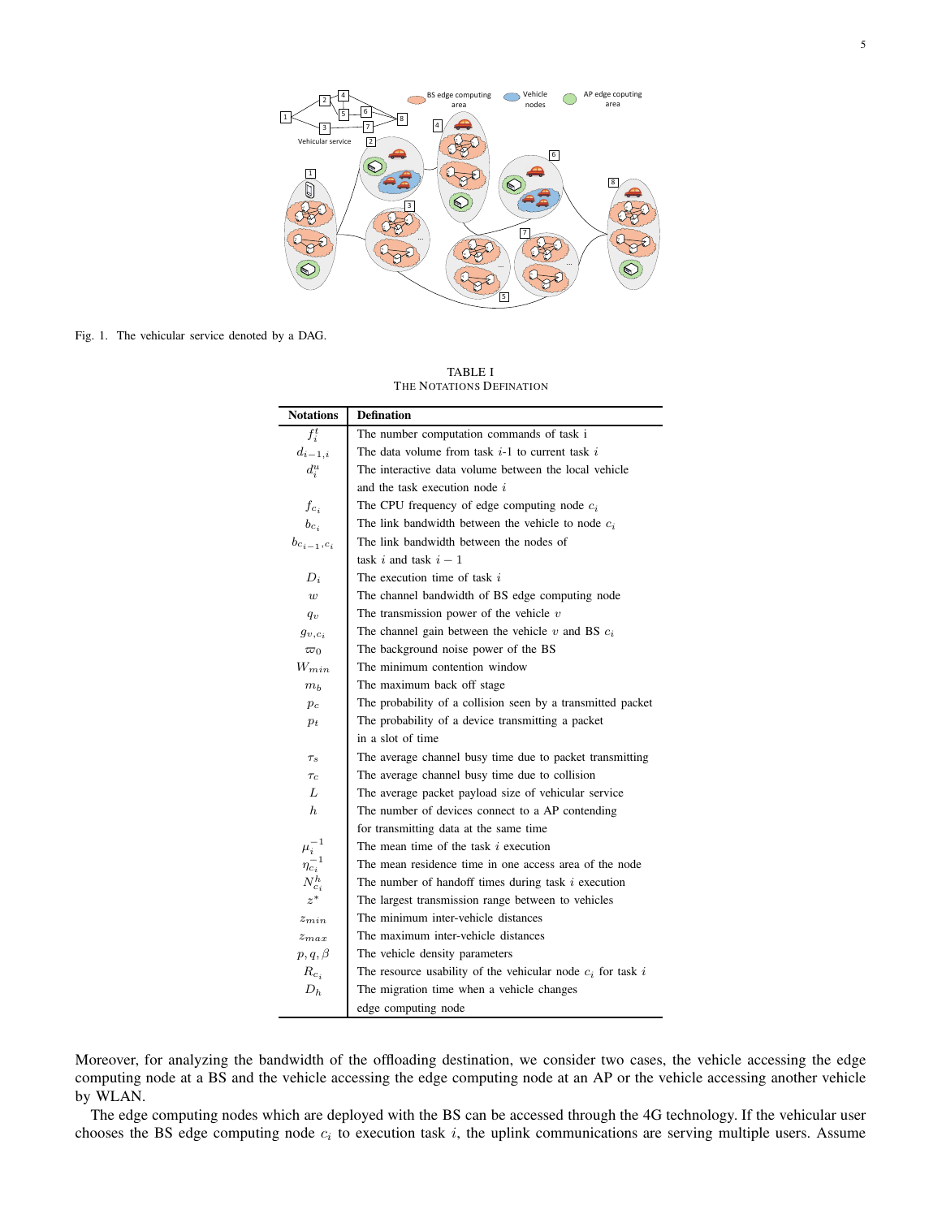Fig. 1. The vehicular service denoted by a DAG.

TABLE I
THE NOTATIONS DEFINATION

| Notations | Defination |
|---|---|
| $f_i^t$ | The number computation commands of task i |
| $d_{i-1,i}$ | The data volume from task $i$-1 to current task $i$ |
| $d_i^u$ | The interactive data volume between the local vehicle and the task execution node $i$ |
| $f_{c_i}$ | The CPU frequency of edge computing node $c_i$ |
| $b_{c_i}$ | The link bandwidth between the vehicle to node $c_i$ |
| $b_{c_{i-1},c_i}$ | The link bandwidth between the nodes of task $i$ and task $i-1$ |
| $D_i$ | The execution time of task $i$ |
| $w$ | The channel bandwidth of BS edge computing node |
| $q_v$ | The transmission power of the vehicle $v$ |
| $g_{v,c_i}$ | The channel gain between the vehicle $v$ and BS $c_i$ |
| $\varpi_0$ | The background noise power of the BS |
| $W_{min}$ | The minimum contention window |
| $m_b$ | The maximum back off stage |
| $p_c$ | The probability of a collision seen by a transmitted packet |
| $p_t$ | The probability of a device transmitting a packet in a slot of time |
| $\tau_s$ | The average channel busy time due to packet transmitting |
| $\tau_c$ | The average channel busy time due to collision |
| $L$ | The average packet payload size of vehicular service |
| $h$ | The number of devices connect to a AP contending for transmitting data at the same time |
| $\mu_i^{-1}$ | The mean time of the task $i$ execution |
| $\eta_{c_i}^{-1}$ | The mean residence time in one access area of the node |
| $N_{c_i}^h$ | The number of handoff times during task $i$ execution |
| $z^*$ | The largest transmission range between to vehicles |
| $z_{min}$ | The minimum inter-vehicle distances |
| $z_{max}$ | The maximum inter-vehicle distances |
| $p, q, \beta$ | The vehicle density parameters |
| $R_{c_i}$ | The resource usability of the vehicular node $c_i$ for task $i$ |
| $D_h$ | The migration time when a vehicle changes edge computing node |

Moreover, for analyzing the bandwidth of the offloading destination, we consider two cases, the vehicle accessing the edge computing node at a BS and the vehicle accessing the edge computing node at an AP or the vehicle accessing another vehicle by WLAN.

The edge computing nodes which are deployed with the BS can be accessed through the 4G technology. If the vehicular user chooses the BS edge computing node $c_i$ to execution task $i$, the uplink communications are serving multiple users. Assume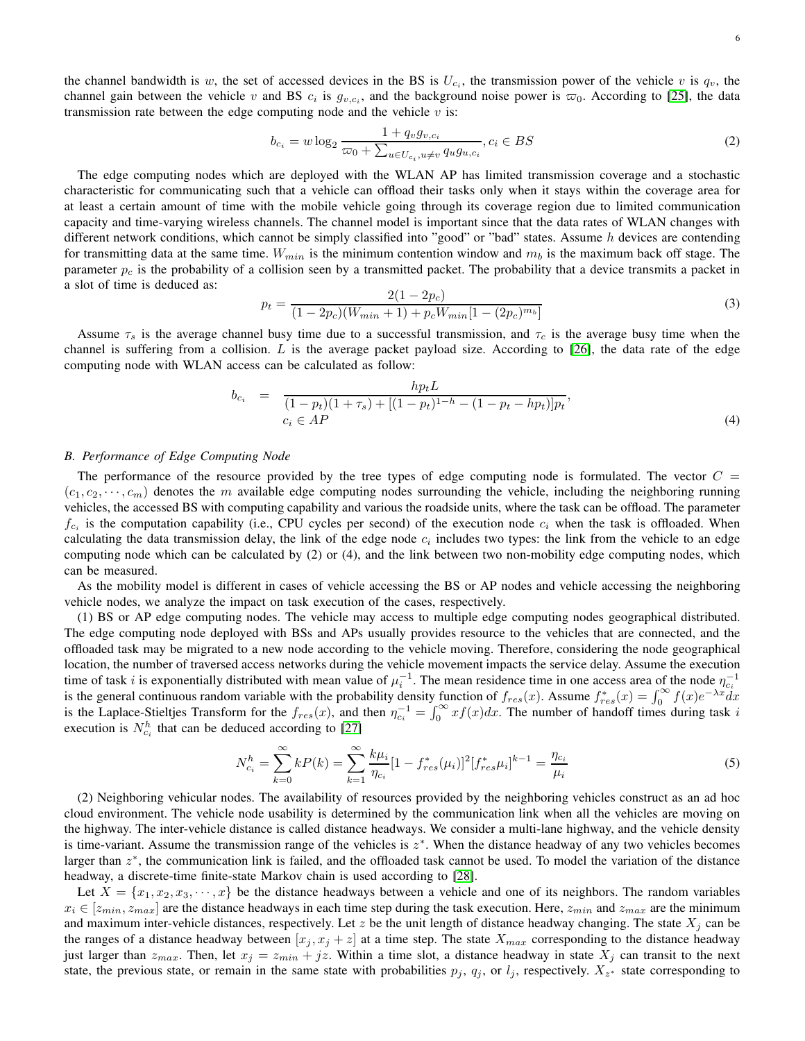the channel bandwidth is $w$, the set of accessed devices in the BS is $U_{c_i}$, the transmission power of the vehicle $v$ is $q_v$, the channel gain between the vehicle $v$ and BS $c_i$ is $g_{v,c_i}$, and the background noise power is $\varpi_0$. According to [25], the data transmission rate between the edge computing node and the vehicle $v$ is:

$$b_{c_i} = w \log_2 \frac{1 + q_v g_{v,c_i}}{\varpi_0 + \sum_{u \in U_{c_i}, u \neq v} q_u g_{u,c_i}}, c_i \in BS \tag{2}$$

The edge computing nodes which are deployed with the WLAN AP has limited transmission coverage and a stochastic characteristic for communicating such that a vehicle can offload their tasks only when it stays within the coverage area for at least a certain amount of time with the mobile vehicle going through its coverage region due to limited communication capacity and time-varying wireless channels. The channel model is important since that the data rates of WLAN changes with different network conditions, which cannot be simply classified into "good" or "bad" states. Assume $h$ devices are contending for transmitting data at the same time. $W_{min}$ is the minimum contention window and $m_b$ is the maximum back off stage. The parameter $p_c$ is the probability of a collision seen by a transmitted packet. The probability that a device transmits a packet in a slot of time is deduced as:

$$p_t = \frac{2(1 - 2p_c)}{(1 - 2p_c)(W_{min} + 1) + p_c W_{min}[1 - (2p_c)^{m_b}]} \tag{3}$$

Assume $\tau_s$ is the average channel busy time due to a successful transmission, and $\tau_c$ is the average busy time when the channel is suffering from a collision. $L$ is the average packet payload size. According to [26], the data rate of the edge computing node with WLAN access can be calculated as follow:

$$b_{c_i} = \frac{h p_t L}{(1 - p_t)(1 + \tau_s) + [(1 - p_t)^{1-h} - (1 - p_t - h p_t)] p_t}, \quad c_i \in AP \tag{4}$$

### B. Performance of Edge Computing Node

The performance of the resource provided by the tree types of edge computing node is formulated. The vector $C = (c_1, c_2, \cdots, c_m)$ denotes the $m$ available edge computing nodes surrounding the vehicle, including the neighboring running vehicles, the accessed BS with computing capability and various the roadside units, where the task can be offload. The parameter $f_{c_i}$ is the computation capability (i.e., CPU cycles per second) of the execution node $c_i$ when the task is offloaded. When calculating the data transmission delay, the link of the edge node $c_i$ includes two types: the link from the vehicle to an edge computing node which can be calculated by (2) or (4), and the link between two non-mobility edge computing nodes, which can be measured.

As the mobility model is different in cases of vehicle accessing the BS or AP nodes and vehicle accessing the neighboring vehicle nodes, we analyze the impact on task execution of the cases, respectively.

(1) BS or AP edge computing nodes. The vehicle may access to multiple edge computing nodes geographical distributed. The edge computing node deployed with BSs and APs usually provides resource to the vehicles that are connected, and the offloaded task may be migrated to a new node according to the vehicle moving. Therefore, considering the node geographical location, the number of traversed access networks during the vehicle movement impacts the service delay. Assume the execution time of task $i$ is exponentially distributed with mean value of $\mu_i^{-1}$. The mean residence time in one access area of the node $\eta_{c_i}^{-1}$ is the general continuous random variable with the probability density function of $f_{res}(x)$. Assume $f^*_{res}(x) = \int_0^\infty f(x) e^{-\lambda x} dx$ is the Laplace-Stieltjes Transform for the $f_{res}(x)$, and then $\eta_{c_i}^{-1} = \int_0^\infty x f(x) dx$. The number of handoff times during task $i$ execution is $N^h_{c_i}$ that can be deduced according to [27]

$$N^h_{c_i} = \sum_{k=0}^{\infty} k P(k) = \sum_{k=1}^{\infty} \frac{k \mu_i}{\eta_{c_i}} [1 - f^*_{res}(\mu_i)]^2 [f^*_{res} \mu_i]^{k-1} = \frac{\eta_{c_i}}{\mu_i} \tag{5}$$

(2) Neighboring vehicular nodes. The availability of resources provided by the neighboring vehicles construct as an ad hoc cloud environment. The vehicle node usability is determined by the communication link when all the vehicles are moving on the highway. The inter-vehicle distance is called distance headways. We consider a multi-lane highway, and the vehicle density is time-variant. Assume the transmission range of the vehicles is $z^*$. When the distance headway of any two vehicles becomes larger than $z^*$, the communication link is failed, and the offloaded task cannot be used. To model the variation of the distance headway, a discrete-time finite-state Markov chain is used according to [28].

Let $X = \{x_1, x_2, x_3, \cdots, x\}$ be the distance headways between a vehicle and one of its neighbors. The random variables $x_i \in [z_{min}, z_{max}]$ are the distance headways in each time step during the task execution. Here, $z_{min}$ and $z_{max}$ are the minimum and maximum inter-vehicle distances, respectively. Let $z$ be the unit length of distance headway changing. The state $X_j$ can be the ranges of a distance headway between $[x_j, x_j + z]$ at a time step. The state $X_{max}$ corresponding to the distance headway just larger than $z_{max}$. Then, let $x_j = z_{min} + jz$. Within a time slot, a distance headway in state $X_j$ can transit to the next state, the previous state, or remain in the same state with probabilities $p_j$, $q_j$, or $l_j$, respectively. $X_{z^*}$ state corresponding to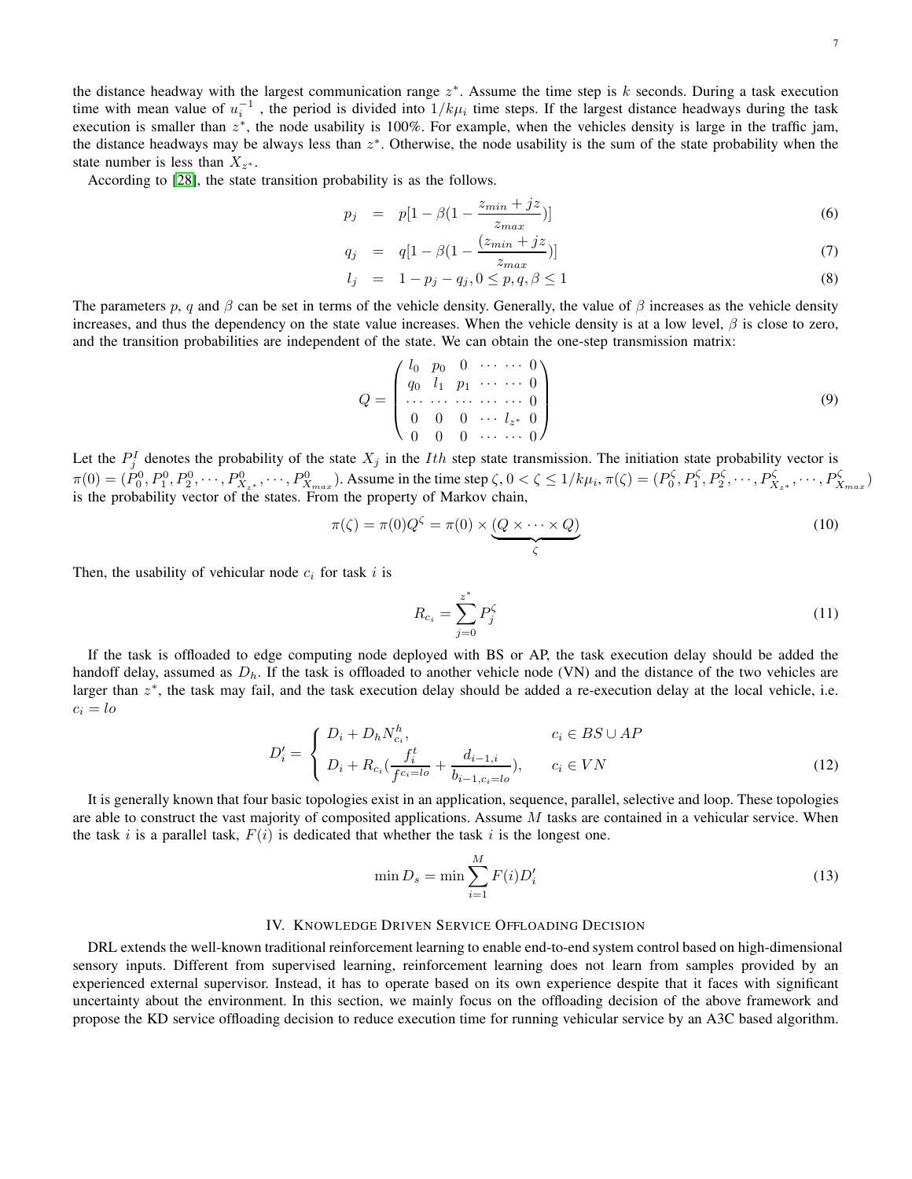the distance headway with the largest communication range $z^*$. Assume the time step is $k$ seconds. During a task execution time with mean value of $u_i^{-1}$ , the period is divided into $1/k\mu_i$ time steps. If the largest distance headways during the task execution is smaller than $z^*$, the node usability is 100%. For example, when the vehicles density is large in the traffic jam, the distance headways may be always less than $z^*$. Otherwise, the node usability is the sum of the state probability when the state number is less than $X_{z^*}$.

According to [28], the state transition probability is as the follows.

$$p_j = p[1 - \beta(1 - \frac{z_{min} + jz}{z_{max}})] \tag{6}$$

$$q_j = q[1 - \beta(1 - \frac{(z_{min} + jz}{z_{max}})] \tag{7}$$

$$l_j = 1 - p_j - q_j, 0 \leq p, q, \beta \leq 1 \tag{8}$$

The parameters $p$, $q$ and $\beta$ can be set in terms of the vehicle density. Generally, the value of $\beta$ increases as the vehicle density increases, and thus the dependency on the state value increases. When the vehicle density is at a low level, $\beta$ is close to zero, and the transition probabilities are independent of the state. We can obtain the one-step transmission matrix:

$$Q = \begin{pmatrix} l_0 & p_0 & 0 & \cdots & \cdots & 0 \\ q_0 & l_1 & p_1 & \cdots & \cdots & 0 \\ \cdots & \cdots & \cdots & \cdots & \cdots & 0 \\ 0 & 0 & 0 & \cdots & l_{z^*} & 0 \\ 0 & 0 & 0 & \cdots & \cdots & 0 \end{pmatrix} \tag{9}$$

Let the $P_j^I$ denotes the probability of the state $X_j$ in the $Ith$ step state transmission. The initiation state probability vector is $\pi(0) = (P_0^0, P_1^0, P_2^0, \cdots, P_{X_{z^*}}^0, \cdots, P_{X_{max}}^0)$. Assume in the time step $\zeta, 0 < \zeta \leq 1/k\mu_i$, $\pi(\zeta) = (P_0^\zeta, P_1^\zeta, P_2^\zeta, \cdots, P_{X_{z^*}}^\zeta, \cdots, P_{X_{max}}^\zeta)$ is the probability vector of the states. From the property of Markov chain,

$$\pi(\zeta) = \pi(0)Q^\zeta = \pi(0) \times \underbrace{(Q \times \cdots \times Q)}_{\zeta} \tag{10}$$

Then, the usability of vehicular node $c_i$ for task $i$ is

$$R_{c_i} = \sum_{j=0}^{z^*} P_j^\zeta \tag{11}$$

If the task is offloaded to edge computing node deployed with BS or AP, the task execution delay should be added the handoff delay, assumed as $D_h$. If the task is offloaded to another vehicle node (VN) and the distance of the two vehicles are larger than $z^*$, the task may fail, and the task execution delay should be added a re-execution delay at the local vehicle, i.e. $c_i = lo$

$$D_i' = \begin{cases} D_i + D_h N_{c_i}^h, & c_i \in BS \cup AP \\ D_i + R_{c_i}(\frac{f_i^t}{f^{c_i=lo}} + \frac{d_{i-1,i}}{b_{i-1,c_i=lo}}), & c_i \in VN \end{cases} \tag{12}$$

It is generally known that four basic topologies exist in an application, sequence, parallel, selective and loop. These topologies are able to construct the vast majority of composited applications. Assume $M$ tasks are contained in a vehicular service. When the task $i$ is a parallel task, $F(i)$ is dedicated that whether the task $i$ is the longest one.

$$\min D_s = \min \sum_{i=1}^{M} F(i) D_i' \tag{13}$$

## IV. Knowledge Driven Service Offloading Decision

DRL extends the well-known traditional reinforcement learning to enable end-to-end system control based on high-dimensional sensory inputs. Different from supervised learning, reinforcement learning does not learn from samples provided by an experienced external supervisor. Instead, it has to operate based on its own experience despite that it faces with significant uncertainty about the environment. In this section, we mainly focus on the offloading decision of the above framework and propose the KD service offloading decision to reduce execution time for running vehicular service by an A3C based algorithm.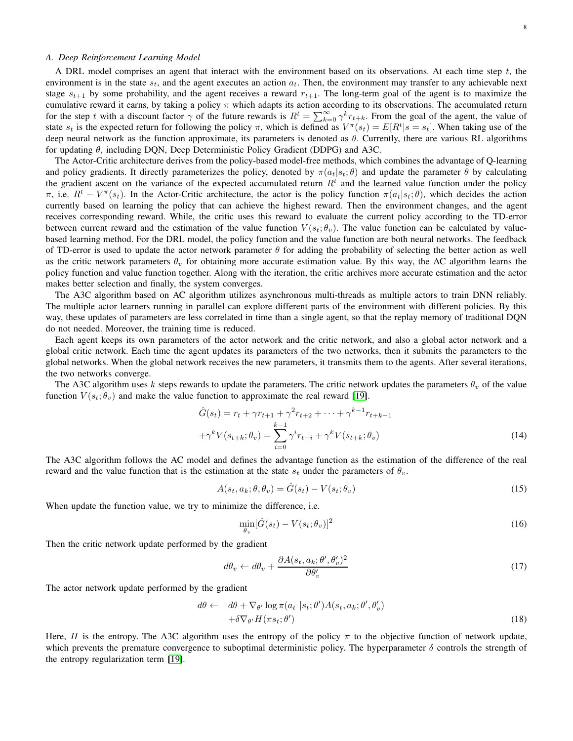### A. Deep Reinforcement Learning Model

A DRL model comprises an agent that interact with the environment based on its observations. At each time step $t$, the environment is in the state $s_t$, and the agent executes an action $a_t$. Then, the environment may transfer to any achievable next stage $s_{t+1}$ by some probability, and the agent receives a reward $r_{t+1}$. The long-term goal of the agent is to maximize the cumulative reward it earns, by taking a policy $\pi$ which adapts its action according to its observations. The accumulated return for the step $t$ with a discount factor $\gamma$ of the future rewards is $R^t = \sum_{k=0}^{\infty} \gamma^k r_{t+k}$. From the goal of the agent, the value of state $s_t$ is the expected return for following the policy $\pi$, which is defined as $V^{\pi}(s_t) = E[R^t | s = s_t]$. When taking use of the deep neural network as the function approximate, its parameters is denoted as $\theta$. Currently, there are various RL algorithms for updating $\theta$, including DQN, Deep Deterministic Policy Gradient (DDPG) and A3C.

The Actor-Critic architecture derives from the policy-based model-free methods, which combines the advantage of Q-learning and policy gradients. It directly parameterizes the policy, denoted by $\pi(a_t|s_t;\theta)$ and update the parameter $\theta$ by calculating the gradient ascent on the variance of the expected accumulated return $R^t$ and the learned value function under the policy $\pi$, i.e. $R^t - V^{\pi}(s_t)$. In the Actor-Critic architecture, the actor is the policy function $\pi(a_t|s_t;\theta)$, which decides the action currently based on learning the policy that can achieve the highest reward. Then the environment changes, and the agent receives corresponding reward. While, the critic uses this reward to evaluate the current policy according to the TD-error between current reward and the estimation of the value function $V(s_t;\theta_v)$. The value function can be calculated by value-based learning method. For the DRL model, the policy function and the value function are both neural networks. The feedback of TD-error is used to update the actor network parameter $\theta$ for adding the probability of selecting the better action as well as the critic network parameters $\theta_v$ for obtaining more accurate estimation value. By this way, the AC algorithm learns the policy function and value function together. Along with the iteration, the critic archives more accurate estimation and the actor makes better selection and finally, the system converges.

The A3C algorithm based on AC algorithm utilizes asynchronous multi-threads as multiple actors to train DNN reliably. The multiple actor learners running in parallel can explore different parts of the environment with different policies. By this way, these updates of parameters are less correlated in time than a single agent, so that the replay memory of traditional DQN do not needed. Moreover, the training time is reduced.

Each agent keeps its own parameters of the actor network and the critic network, and also a global actor network and a global critic network. Each time the agent updates its parameters of the two networks, then it submits the parameters to the global networks. When the global network receives the new parameters, it transmits them to the agents. After several iterations, the two networks converge.

The A3C algorithm uses $k$ steps rewards to update the parameters. The critic network updates the parameters $\theta_v$ of the value function $V(s_t;\theta_v)$ and make the value function to approximate the real reward [19].

$$
\begin{aligned}
\hat{G}(s_t) &= r_t + \gamma r_{t+1} + \gamma^2 r_{t+2} + \cdots + \gamma^{k-1} r_{t+k-1} \\
&+ \gamma^k V(s_{t+k};\theta_v) = \sum_{i=0}^{k-1} \gamma^i r_{t+i} + \gamma^k V(s_{t+k};\theta_v)
\end{aligned}
\tag{14}
$$

The A3C algorithm follows the AC model and defines the advantage function as the estimation of the difference of the real reward and the value function that is the estimation at the state $s_t$ under the parameters of $\theta_v$.

$$
A(s_t, a_k; \theta, \theta_v) = \hat{G}(s_t) - V(s_t;\theta_v) \tag{15}
$$

When update the function value, we try to minimize the difference, i.e.

$$
\min_{\theta_v} [\hat{G}(s_t) - V(s_t;\theta_v)]^2 \tag{16}
$$

Then the critic network update performed by the gradient

$$
d\theta_v \leftarrow d\theta_v + \frac{\partial A(s_t, a_k; \theta', \theta'_v)^2}{\partial \theta'_v} \tag{17}
$$

The actor network update performed by the gradient

$$
\begin{aligned}
d\theta \leftarrow \quad & d\theta + \nabla_{\theta'} \log \pi(a_t \mid s_t;\theta') A(s_t, a_k; \theta', \theta'_v) \\
& + \delta \nabla_{\theta'} H(\pi s_t;\theta')
\end{aligned}
\tag{18}
$$

Here, $H$ is the entropy. The A3C algorithm uses the entropy of the policy $\pi$ to the objective function of network update, which prevents the premature convergence to suboptimal deterministic policy. The hyperparameter $\delta$ controls the strength of the entropy regularization term [19].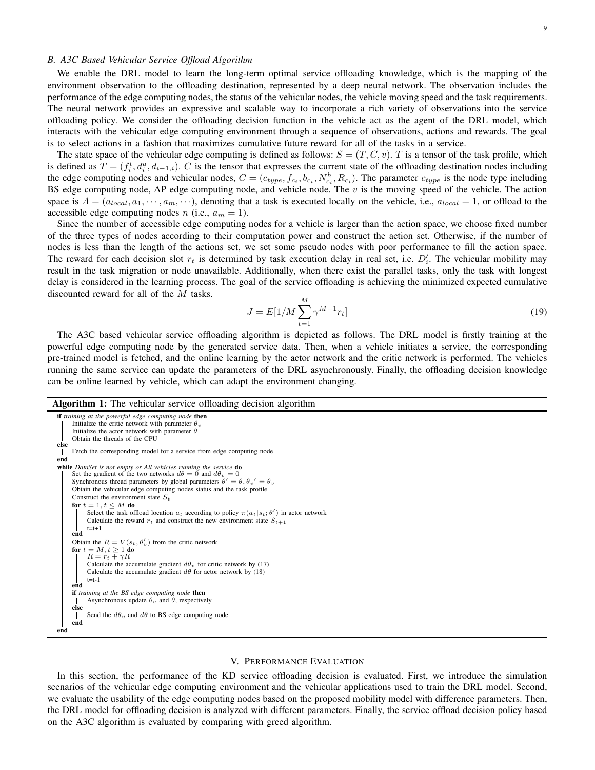### B. A3C Based Vehicular Service Offload Algorithm

We enable the DRL model to learn the long-term optimal service offloading knowledge, which is the mapping of the environment observation to the offloading destination, represented by a deep neural network. The observation includes the performance of the edge computing nodes, the status of the vehicular nodes, the vehicle moving speed and the task requirements. The neural network provides an expressive and scalable way to incorporate a rich variety of observations into the service offloading policy. We consider the offloading decision function in the vehicle act as the agent of the DRL model, which interacts with the vehicular edge computing environment through a sequence of observations, actions and rewards. The goal is to select actions in a fashion that maximizes cumulative future reward for all of the tasks in a service.

The state space of the vehicular edge computing is defined as follows: $S = (T, C, v)$. $T$ is a tensor of the task profile, which is defined as $T = (f_i^t, d_i^u, d_{i-1,i})$. $C$ is the tensor that expresses the current state of the offloading destination nodes including the edge computing nodes and vehicular nodes, $C = (c_{type}, f_{c_i}, b_{c_i}, N_{c_i}^h, R_{c_i})$. The parameter $c_{type}$ is the node type including BS edge computing node, AP edge computing node, and vehicle node. The $v$ is the moving speed of the vehicle. The action space is $A = (a_{local}, a_1, \cdots, a_m, \cdots)$, denoting that a task is executed locally on the vehicle, i.e., $a_{local} = 1$, or offload to the accessible edge computing nodes $n$ (i.e., $a_m = 1$).

Since the number of accessible edge computing nodes for a vehicle is larger than the action space, we choose fixed number of the three types of nodes according to their computation power and construct the action set. Otherwise, if the number of nodes is less than the length of the actions set, we set some pseudo nodes with poor performance to fill the action space. The reward for each decision slot $r_t$ is determined by task execution delay in real set, i.e. $D_i'$. The vehicular mobility may result in the task migration or node unavailable. Additionally, when there exist the parallel tasks, only the task with longest delay is considered in the learning process. The goal of the service offloading is achieving the minimized expected cumulative discounted reward for all of the $M$ tasks.

$$J = E[1/M \sum_{t=1}^{M} \gamma^{M-1} r_t] \tag{19}$$

The A3C based vehicular service offloading algorithm is depicted as follows. The DRL model is firstly training at the powerful edge computing node by the generated service data. Then, when a vehicle initiates a service, the corresponding pre-trained model is fetched, and the online learning by the actor network and the critic network is performed. The vehicles running the same service can update the parameters of the DRL asynchronously. Finally, the offloading decision knowledge can be online learned by vehicle, which can adapt the environment changing.

**Algorithm 1:** The vehicular service offloading decision algorithm

```
if training at the powerful edge computing node then
    Initialize the critic network with parameter θ_v
    Initialize the actor network with parameter θ
    Obtain the threads of the CPU
else
    Fetch the corresponding model for a service from edge computing node
end
while DataSet is not empty or All vehicles running the service do
    Set the gradient of the two networks dθ = 0 and dθ_v = 0
    Synchronous thread parameters by global parameters θ' = θ, θ_v' = θ_v
    Obtain the vehicular edge computing nodes status and the task profile
    Construct the environment state S_t
    for t = 1, t ≤ M do
        Select the task offload location a_t according to policy π(a_t|s_t; θ') in actor network
        Calculate the reward r_t and construct the new environment state S_{t+1}
        t=t+1
    end
    Obtain the R = V(s_t, θ_v') from the critic network
    for t = M, t ≥ 1 do
        R = r_t + γR
        Calculate the accumulate gradient dθ_v for critic network by (17)
        Calculate the accumulate gradient dθ for actor network by (18)
        t=t-1
    end
    if training at the BS edge computing node then
        Asynchronous update θ_v and θ, respectively
    else
        Send the dθ_v and dθ to BS edge computing node
    end
end
```

## V. Performance Evaluation

In this section, the performance of the KD service offloading decision is evaluated. First, we introduce the simulation scenarios of the vehicular edge computing environment and the vehicular applications used to train the DRL model. Second, we evaluate the usability of the edge computing nodes based on the proposed mobility model with difference parameters. Then, the DRL model for offloading decision is analyzed with different parameters. Finally, the service offload decision policy based on the A3C algorithm is evaluated by comparing with greed algorithm.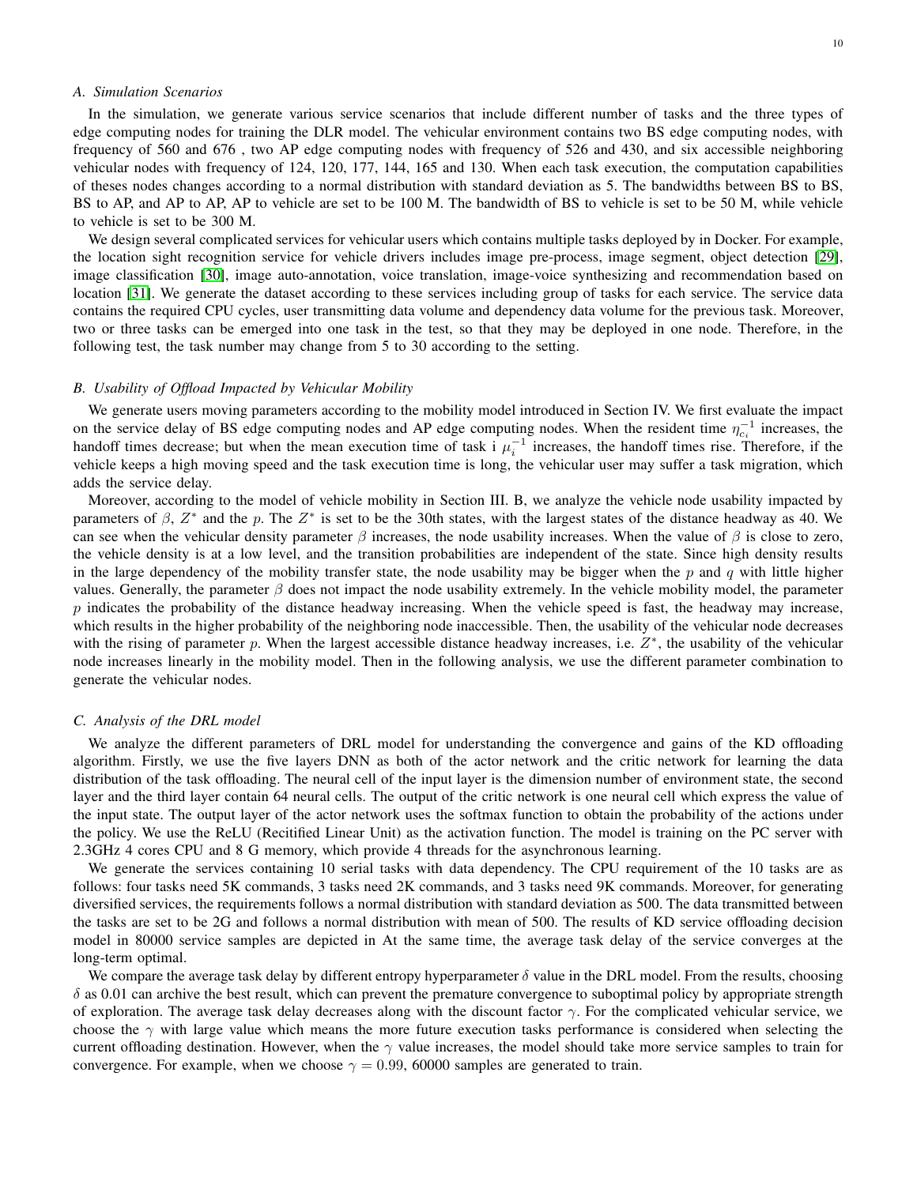### A. Simulation Scenarios

In the simulation, we generate various service scenarios that include different number of tasks and the three types of edge computing nodes for training the DLR model. The vehicular environment contains two BS edge computing nodes, with frequency of 560 and 676 , two AP edge computing nodes with frequency of 526 and 430, and six accessible neighboring vehicular nodes with frequency of 124, 120, 177, 144, 165 and 130. When each task execution, the computation capabilities of theses nodes changes according to a normal distribution with standard deviation as 5. The bandwidths between BS to BS, BS to AP, and AP to AP, AP to vehicle are set to be 100 M. The bandwidth of BS to vehicle is set to be 50 M, while vehicle to vehicle is set to be 300 M.

We design several complicated services for vehicular users which contains multiple tasks deployed by in Docker. For example, the location sight recognition service for vehicle drivers includes image pre-process, image segment, object detection [29], image classification [30], image auto-annotation, voice translation, image-voice synthesizing and recommendation based on location [31]. We generate the dataset according to these services including group of tasks for each service. The service data contains the required CPU cycles, user transmitting data volume and dependency data volume for the previous task. Moreover, two or three tasks can be emerged into one task in the test, so that they may be deployed in one node. Therefore, in the following test, the task number may change from 5 to 30 according to the setting.

### B. Usability of Offload Impacted by Vehicular Mobility

We generate users moving parameters according to the mobility model introduced in Section IV. We first evaluate the impact on the service delay of BS edge computing nodes and AP edge computing nodes. When the resident time $\eta_{c_i}^{-1}$ increases, the handoff times decrease; but when the mean execution time of task i $\mu_i^{-1}$ increases, the handoff times rise. Therefore, if the vehicle keeps a high moving speed and the task execution time is long, the vehicular user may suffer a task migration, which adds the service delay.

Moreover, according to the model of vehicle mobility in Section III. B, we analyze the vehicle node usability impacted by parameters of $\beta$, $Z^*$ and the $p$. The $Z^*$ is set to be the 30th states, with the largest states of the distance headway as 40. We can see when the vehicular density parameter $\beta$ increases, the node usability increases. When the value of $\beta$ is close to zero, the vehicle density is at a low level, and the transition probabilities are independent of the state. Since high density results in the large dependency of the mobility transfer state, the node usability may be bigger when the $p$ and $q$ with little higher values. Generally, the parameter $\beta$ does not impact the node usability extremely. In the vehicle mobility model, the parameter $p$ indicates the probability of the distance headway increasing. When the vehicle speed is fast, the headway may increase, which results in the higher probability of the neighboring node inaccessible. Then, the usability of the vehicular node decreases with the rising of parameter $p$. When the largest accessible distance headway increases, i.e. $Z^*$, the usability of the vehicular node increases linearly in the mobility model. Then in the following analysis, we use the different parameter combination to generate the vehicular nodes.

### C. Analysis of the DRL model

We analyze the different parameters of DRL model for understanding the convergence and gains of the KD offloading algorithm. Firstly, we use the five layers DNN as both of the actor network and the critic network for learning the data distribution of the task offloading. The neural cell of the input layer is the dimension number of environment state, the second layer and the third layer contain 64 neural cells. The output of the critic network is one neural cell which express the value of the input state. The output layer of the actor network uses the softmax function to obtain the probability of the actions under the policy. We use the ReLU (Recitified Linear Unit) as the activation function. The model is training on the PC server with 2.3GHz 4 cores CPU and 8 G memory, which provide 4 threads for the asynchronous learning.

We generate the services containing 10 serial tasks with data dependency. The CPU requirement of the 10 tasks are as follows: four tasks need 5K commands, 3 tasks need 2K commands, and 3 tasks need 9K commands. Moreover, for generating diversified services, the requirements follows a normal distribution with standard deviation as 500. The data transmitted between the tasks are set to be 2G and follows a normal distribution with mean of 500. The results of KD service offloading decision model in 80000 service samples are depicted in At the same time, the average task delay of the service converges at the long-term optimal.

We compare the average task delay by different entropy hyperparameter $\delta$ value in the DRL model. From the results, choosing $\delta$ as 0.01 can archive the best result, which can prevent the premature convergence to suboptimal policy by appropriate strength of exploration. The average task delay decreases along with the discount factor $\gamma$. For the complicated vehicular service, we choose the $\gamma$ with large value which means the more future execution tasks performance is considered when selecting the current offloading destination. However, when the $\gamma$ value increases, the model should take more service samples to train for convergence. For example, when we choose $\gamma = 0.99$, 60000 samples are generated to train.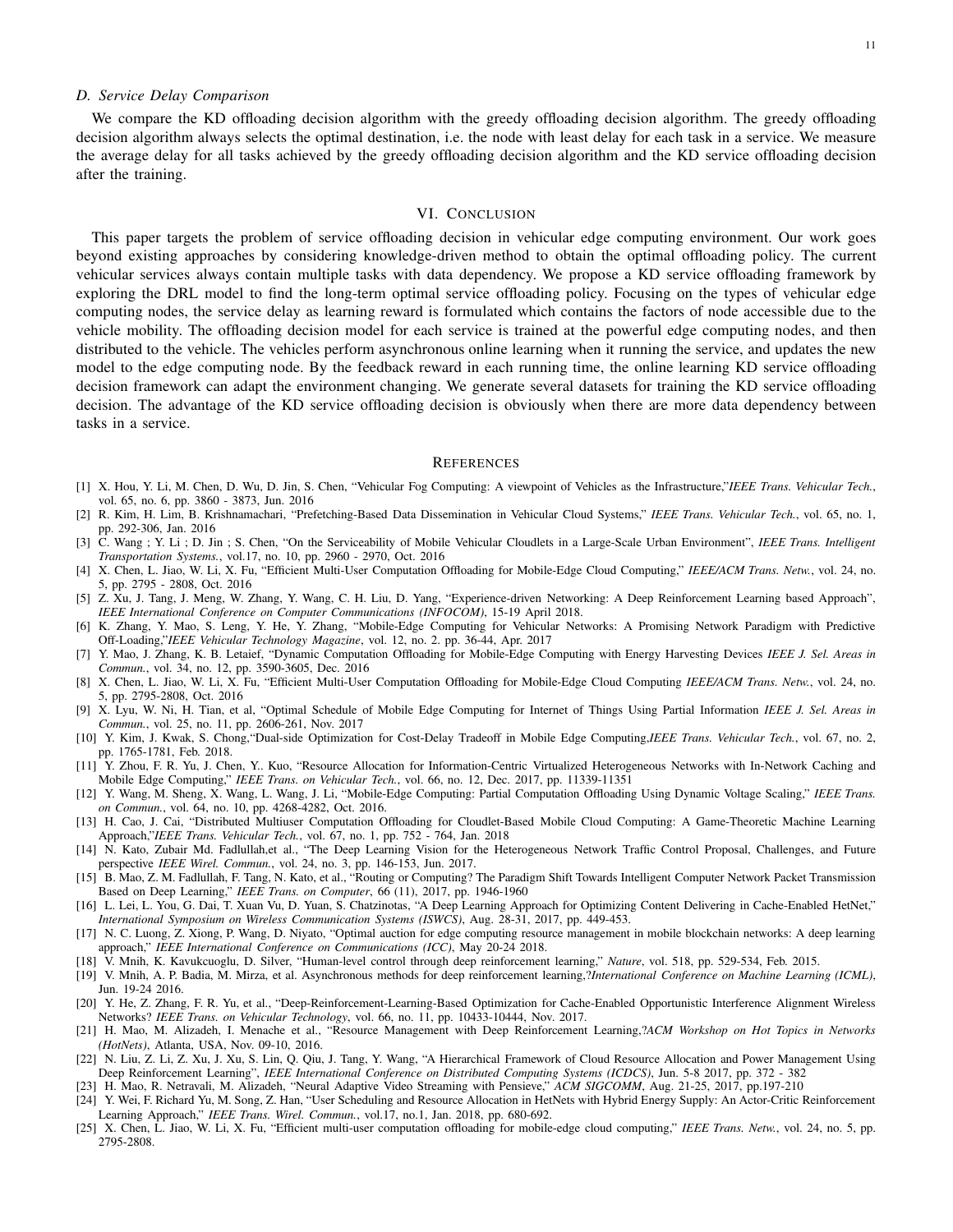### D. Service Delay Comparison

We compare the KD offloading decision algorithm with the greedy offloading decision algorithm. The greedy offloading decision algorithm always selects the optimal destination, i.e. the node with least delay for each task in a service. We measure the average delay for all tasks achieved by the greedy offloading decision algorithm and the KD service offloading decision after the training.

## VI. Conclusion

This paper targets the problem of service offloading decision in vehicular edge computing environment. Our work goes beyond existing approaches by considering knowledge-driven method to obtain the optimal offloading policy. The current vehicular services always contain multiple tasks with data dependency. We propose a KD service offloading framework by exploring the DRL model to find the long-term optimal service offloading policy. Focusing on the types of vehicular edge computing nodes, the service delay as learning reward is formulated which contains the factors of node accessible due to the vehicle mobility. The offloading decision model for each service is trained at the powerful edge computing nodes, and then distributed to the vehicle. The vehicles perform asynchronous online learning when it running the service, and updates the new model to the edge computing node. By the feedback reward in each running time, the online learning KD service offloading decision framework can adapt the environment changing. We generate several datasets for training the KD service offloading decision. The advantage of the KD service offloading decision is obviously when there are more data dependency between tasks in a service.

## References

[1] X. Hou, Y. Li, M. Chen, D. Wu, D. Jin, S. Chen, "Vehicular Fog Computing: A viewpoint of Vehicles as the Infrastructure,"*IEEE Trans. Vehicular Tech.*, vol. 65, no. 6, pp. 3860 - 3873, Jun. 2016

[2] R. Kim, H. Lim, B. Krishnamachari, "Prefetching-Based Data Dissemination in Vehicular Cloud Systems," *IEEE Trans. Vehicular Tech.*, vol. 65, no. 1, pp. 292-306, Jan. 2016

[3] C. Wang ; Y. Li ; D. Jin ; S. Chen, "On the Serviceability of Mobile Vehicular Cloudlets in a Large-Scale Urban Environment", *IEEE Trans. Intelligent Transportation Systems.*, vol.17, no. 10, pp. 2960 - 2970, Oct. 2016

[4] X. Chen, L. Jiao, W. Li, X. Fu, "Efficient Multi-User Computation Offloading for Mobile-Edge Cloud Computing," *IEEE/ACM Trans. Netw.*, vol. 24, no. 5, pp. 2795 - 2808, Oct. 2016

[5] Z. Xu, J. Tang, J. Meng, W. Zhang, Y. Wang, C. H. Liu, D. Yang, "Experience-driven Networking: A Deep Reinforcement Learning based Approach", *IEEE International Conference on Computer Communications (INFOCOM)*, 15-19 April 2018.

[6] K. Zhang, Y. Mao, S. Leng, Y. He, Y. Zhang, "Mobile-Edge Computing for Vehicular Networks: A Promising Network Paradigm with Predictive Off-Loading,"*IEEE Vehicular Technology Magazine*, vol. 12, no. 2. pp. 36-44, Apr. 2017

[7] Y. Mao, J. Zhang, K. B. Letaief, "Dynamic Computation Offloading for Mobile-Edge Computing with Energy Harvesting Devices *IEEE J. Sel. Areas in Commun.*, vol. 34, no. 12, pp. 3590-3605, Dec. 2016

[8] X. Chen, L. Jiao, W. Li, X. Fu, "Efficient Multi-User Computation Offloading for Mobile-Edge Cloud Computing *IEEE/ACM Trans. Netw.*, vol. 24, no. 5, pp. 2795-2808, Oct. 2016

[9] X. Lyu, W. Ni, H. Tian, et al, "Optimal Schedule of Mobile Edge Computing for Internet of Things Using Partial Information *IEEE J. Sel. Areas in Commun.*, vol. 25, no. 11, pp. 2606-261, Nov. 2017

[10] Y. Kim, J. Kwak, S. Chong,"Dual-side Optimization for Cost-Delay Tradeoff in Mobile Edge Computing,*IEEE Trans. Vehicular Tech.*, vol. 67, no. 2, pp. 1765-1781, Feb. 2018.

[11] Y. Zhou, F. R. Yu, J. Chen, Y.. Kuo, "Resource Allocation for Information-Centric Virtualized Heterogeneous Networks with In-Network Caching and Mobile Edge Computing," *IEEE Trans. on Vehicular Tech.*, vol. 66, no. 12, Dec. 2017, pp. 11339-11351

[12] Y. Wang, M. Sheng, X. Wang, L. Wang, J. Li, "Mobile-Edge Computing: Partial Computation Offloading Using Dynamic Voltage Scaling," *IEEE Trans. on Commun.*, vol. 64, no. 10, pp. 4268-4282, Oct. 2016.

[13] H. Cao, J. Cai, "Distributed Multiuser Computation Offloading for Cloudlet-Based Mobile Cloud Computing: A Game-Theoretic Machine Learning Approach,"*IEEE Trans. Vehicular Tech.*, vol. 67, no. 1, pp. 752 - 764, Jan. 2018

[14] N. Kato, Zubair Md. Fadlullah,et al., "The Deep Learning Vision for the Heterogeneous Network Traffic Control Proposal, Challenges, and Future perspective *IEEE Wirel. Commun.*, vol. 24, no. 3, pp. 146-153, Jun. 2017.

[15] B. Mao, Z. M. Fadlullah, F. Tang, N. Kato, et al., "Routing or Computing? The Paradigm Shift Towards Intelligent Computer Network Packet Transmission Based on Deep Learning," *IEEE Trans. on Computer*, 66 (11), 2017, pp. 1946-1960

[16] L. Lei, L. You, G. Dai, T. Xuan Vu, D. Yuan, S. Chatzinotas, "A Deep Learning Approach for Optimizing Content Delivering in Cache-Enabled HetNet," *International Symposium on Wireless Communication Systems (ISWCS)*, Aug. 28-31, 2017, pp. 449-453.

[17] N. C. Luong, Z. Xiong, P. Wang, D. Niyato, "Optimal auction for edge computing resource management in mobile blockchain networks: A deep learning approach," *IEEE International Conference on Communications (ICC)*, May 20-24 2018.

[18] V. Mnih, K. Kavukcuoglu, D. Silver, "Human-level control through deep reinforcement learning," *Nature*, vol. 518, pp. 529-534, Feb. 2015.

[19] V. Mnih, A. P. Badia, M. Mirza, et al. Asynchronous methods for deep reinforcement learning,?*International Conference on Machine Learning (ICML)*, Jun. 19-24 2016.

[20] Y. He, Z. Zhang, F. R. Yu, et al., "Deep-Reinforcement-Learning-Based Optimization for Cache-Enabled Opportunistic Interference Alignment Wireless Networks? *IEEE Trans. on Vehicular Technology*, vol. 66, no. 11, pp. 10433-10444, Nov. 2017.

[21] H. Mao, M. Alizadeh, I. Menache et al., "Resource Management with Deep Reinforcement Learning,?*ACM Workshop on Hot Topics in Networks (HotNets)*, Atlanta, USA, Nov. 09-10, 2016.

[22] N. Liu, Z. Li, Z. Xu, J. Xu, S. Lin, Q. Qiu, J. Tang, Y. Wang, "A Hierarchical Framework of Cloud Resource Allocation and Power Management Using Deep Reinforcement Learning", *IEEE International Conference on Distributed Computing Systems (ICDCS)*, Jun. 5-8 2017, pp. 372 - 382

[23] H. Mao, R. Netravali, M. Alizadeh, "Neural Adaptive Video Streaming with Pensieve," *ACM SIGCOMM*, Aug. 21-25, 2017, pp.197-210

[24] Y. Wei, F. Richard Yu, M. Song, Z. Han, "User Scheduling and Resource Allocation in HetNets with Hybrid Energy Supply: An Actor-Critic Reinforcement Learning Approach," *IEEE Trans. Wirel. Commun.*, vol.17, no.1, Jan. 2018, pp. 680-692.

[25] X. Chen, L. Jiao, W. Li, X. Fu, "Efficient multi-user computation offloading for mobile-edge cloud computing," *IEEE Trans. Netw.*, vol. 24, no. 5, pp. 2795-2808.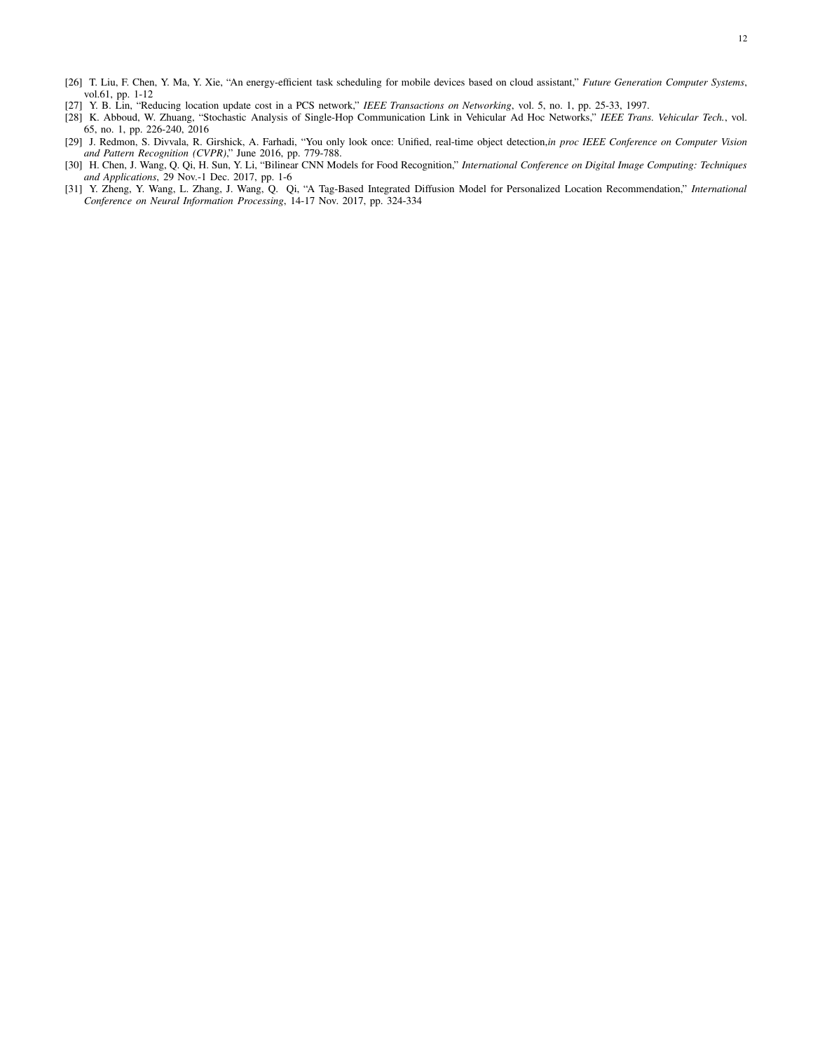[26] T. Liu, F. Chen, Y. Ma, Y. Xie, "An energy-efficient task scheduling for mobile devices based on cloud assistant," *Future Generation Computer Systems*, vol.61, pp. 1-12

[27] Y. B. Lin, "Reducing location update cost in a PCS network," *IEEE Transactions on Networking*, vol. 5, no. 1, pp. 25-33, 1997.

[28] K. Abboud, W. Zhuang, "Stochastic Analysis of Single-Hop Communication Link in Vehicular Ad Hoc Networks," *IEEE Trans. Vehicular Tech.*, vol. 65, no. 1, pp. 226-240, 2016

[29] J. Redmon, S. Divvala, R. Girshick, A. Farhadi, "You only look once: Unified, real-time object detection,*in proc IEEE Conference on Computer Vision and Pattern Recognition (CVPR)*," June 2016, pp. 779-788.

[30] H. Chen, J. Wang, Q. Qi, H. Sun, Y. Li, "Bilinear CNN Models for Food Recognition," *International Conference on Digital Image Computing: Techniques and Applications*, 29 Nov.-1 Dec. 2017, pp. 1-6

[31] Y. Zheng, Y. Wang, L. Zhang, J. Wang, Q. Qi, "A Tag-Based Integrated Diffusion Model for Personalized Location Recommendation," *International Conference on Neural Information Processing*, 14-17 Nov. 2017, pp. 324-334